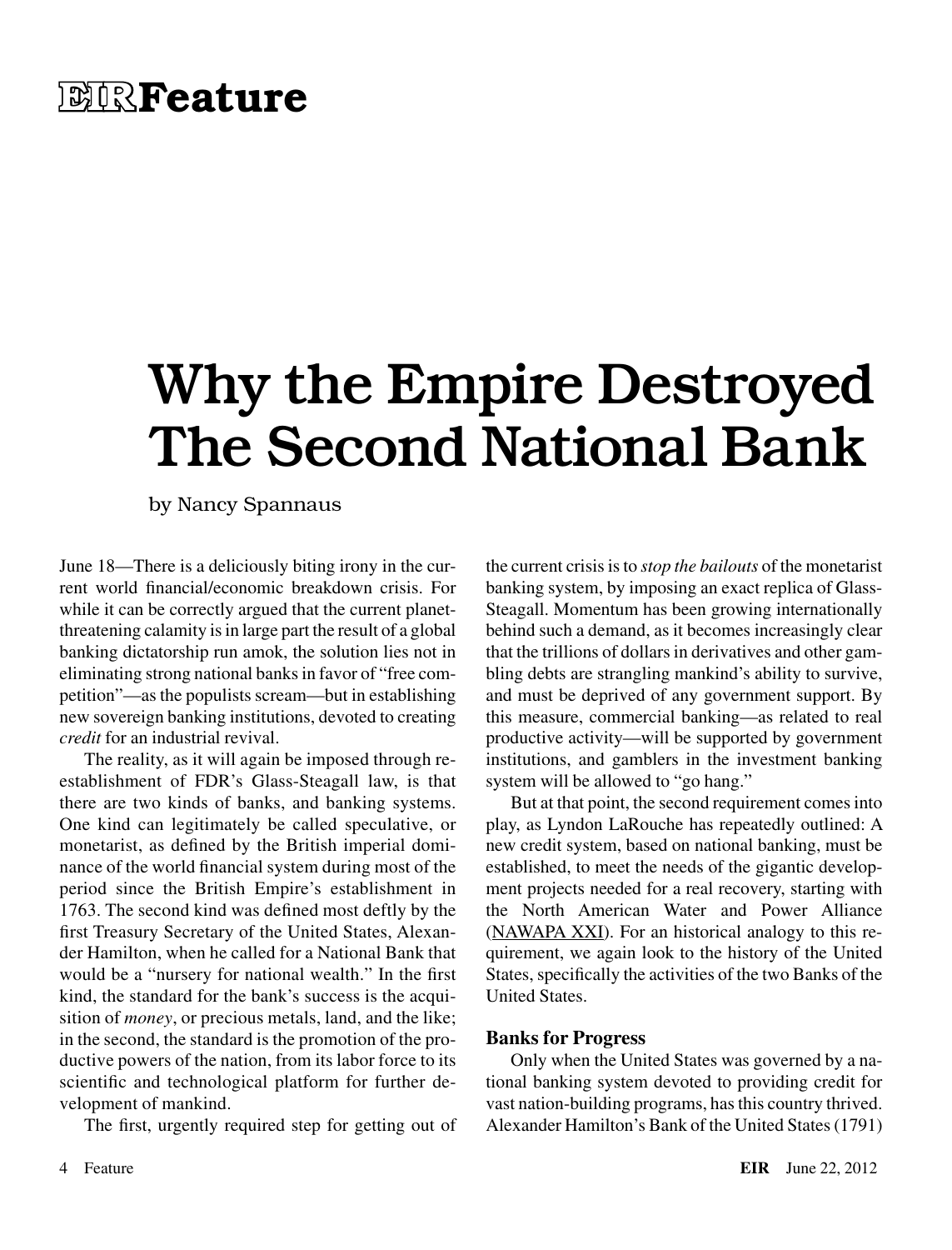EIR Feature

# Why the Empire Destroyed The Second National Bank

by Nancy Spannaus

June 18—There is a deliciously biting irony in the current world financial/economic breakdown crisis. For while it can be correctly argued that the current planet-threatening calamity is in large part the result of a global banking dictatorship run amok, the solution lies not in eliminating strong national banks in favor of "free competition"—as the populists scream—but in establishing new sovereign banking institutions, devoted to creating *credit* for an industrial revival.

The reality, as it will again be imposed through re-establishment of FDR's Glass-Steagall law, is that there are two kinds of banks, and banking systems. One kind can legitimately be called speculative, or monetarist, as defined by the British imperial dominance of the world financial system during most of the period since the British Empire's establishment in 1763. The second kind was defined most deftly by the first Treasury Secretary of the United States, Alexander Hamilton, when he called for a National Bank that would be a "nursery for national wealth." In the first kind, the standard for the bank's success is the acquisition of *money*, or precious metals, land, and the like; in the second, the standard is the promotion of the productive powers of the nation, from its labor force to its scientific and technological platform for further development of mankind.

The first, urgently required step for getting out of the current crisis is to *stop the bailouts* of the monetarist banking system, by imposing an exact replica of Glass-Steagall. Momentum has been growing internationally behind such a demand, as it becomes increasingly clear that the trillions of dollars in derivatives and other gambling debts are strangling mankind's ability to survive, and must be deprived of any government support. By this measure, commercial banking—as related to real productive activity—will be supported by government institutions, and gamblers in the investment banking system will be allowed to "go hang."

But at that point, the second requirement comes into play, as Lyndon LaRouche has repeatedly outlined: A new credit system, based on national banking, must be established, to meet the needs of the gigantic development projects needed for a real recovery, starting with the North American Water and Power Alliance (NAWAPA XXI). For an historical analogy to this requirement, we again look to the history of the United States, specifically the activities of the two Banks of the United States.

### Banks for Progress

Only when the United States was governed by a national banking system devoted to providing credit for vast nation-building programs, has this country thrived. Alexander Hamilton's Bank of the United States (1791)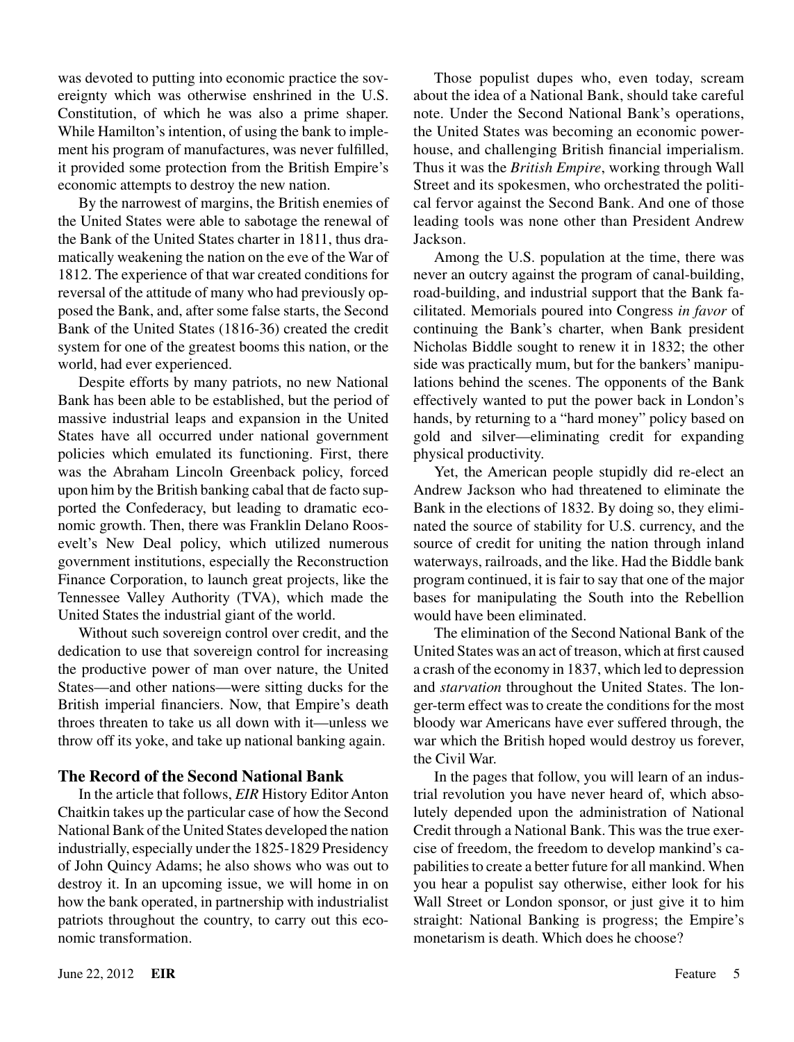was devoted to putting into economic practice the sovereignty which was otherwise enshrined in the U.S. Constitution, of which he was also a prime shaper. While Hamilton's intention, of using the bank to implement his program of manufactures, was never fulfilled, it provided some protection from the British Empire's economic attempts to destroy the new nation.

By the narrowest of margins, the British enemies of the United States were able to sabotage the renewal of the Bank of the United States charter in 1811, thus dramatically weakening the nation on the eve of the War of 1812. The experience of that war created conditions for reversal of the attitude of many who had previously opposed the Bank, and, after some false starts, the Second Bank of the United States (1816-36) created the credit system for one of the greatest booms this nation, or the world, had ever experienced.

Despite efforts by many patriots, no new National Bank has been able to be established, but the period of massive industrial leaps and expansion in the United States have all occurred under national government policies which emulated its functioning. First, there was the Abraham Lincoln Greenback policy, forced upon him by the British banking cabal that de facto supported the Confederacy, but leading to dramatic economic growth. Then, there was Franklin Delano Roosevelt's New Deal policy, which utilized numerous government institutions, especially the Reconstruction Finance Corporation, to launch great projects, like the Tennessee Valley Authority (TVA), which made the United States the industrial giant of the world.

Without such sovereign control over credit, and the dedication to use that sovereign control for increasing the productive power of man over nature, the United States—and other nations—were sitting ducks for the British imperial financiers. Now, that Empire's death throes threaten to take us all down with it—unless we throw off its yoke, and take up national banking again.

### The Record of the Second National Bank

In the article that follows, *EIR* History Editor Anton Chaitkin takes up the particular case of how the Second National Bank of the United States developed the nation industrially, especially under the 1825-1829 Presidency of John Quincy Adams; he also shows who was out to destroy it. In an upcoming issue, we will home in on how the bank operated, in partnership with industrialist patriots throughout the country, to carry out this economic transformation.

Those populist dupes who, even today, scream about the idea of a National Bank, should take careful note. Under the Second National Bank's operations, the United States was becoming an economic powerhouse, and challenging British financial imperialism. Thus it was the *British Empire*, working through Wall Street and its spokesmen, who orchestrated the political fervor against the Second Bank. And one of those leading tools was none other than President Andrew Jackson.

Among the U.S. population at the time, there was never an outcry against the program of canal-building, road-building, and industrial support that the Bank facilitated. Memorials poured into Congress *in favor* of continuing the Bank's charter, when Bank president Nicholas Biddle sought to renew it in 1832; the other side was practically mum, but for the bankers' manipulations behind the scenes. The opponents of the Bank effectively wanted to put the power back in London's hands, by returning to a "hard money" policy based on gold and silver—eliminating credit for expanding physical productivity.

Yet, the American people stupidly did re-elect an Andrew Jackson who had threatened to eliminate the Bank in the elections of 1832. By doing so, they eliminated the source of stability for U.S. currency, and the source of credit for uniting the nation through inland waterways, railroads, and the like. Had the Biddle bank program continued, it is fair to say that one of the major bases for manipulating the South into the Rebellion would have been eliminated.

The elimination of the Second National Bank of the United States was an act of treason, which at first caused a crash of the economy in 1837, which led to depression and *starvation* throughout the United States. The longer-term effect was to create the conditions for the most bloody war Americans have ever suffered through, the war which the British hoped would destroy us forever, the Civil War.

In the pages that follow, you will learn of an industrial revolution you have never heard of, which absolutely depended upon the administration of National Credit through a National Bank. This was the true exercise of freedom, the freedom to develop mankind's capabilities to create a better future for all mankind. When you hear a populist say otherwise, either look for his Wall Street or London sponsor, or just give it to him straight: National Banking is progress; the Empire's monetarism is death. Which does he choose?